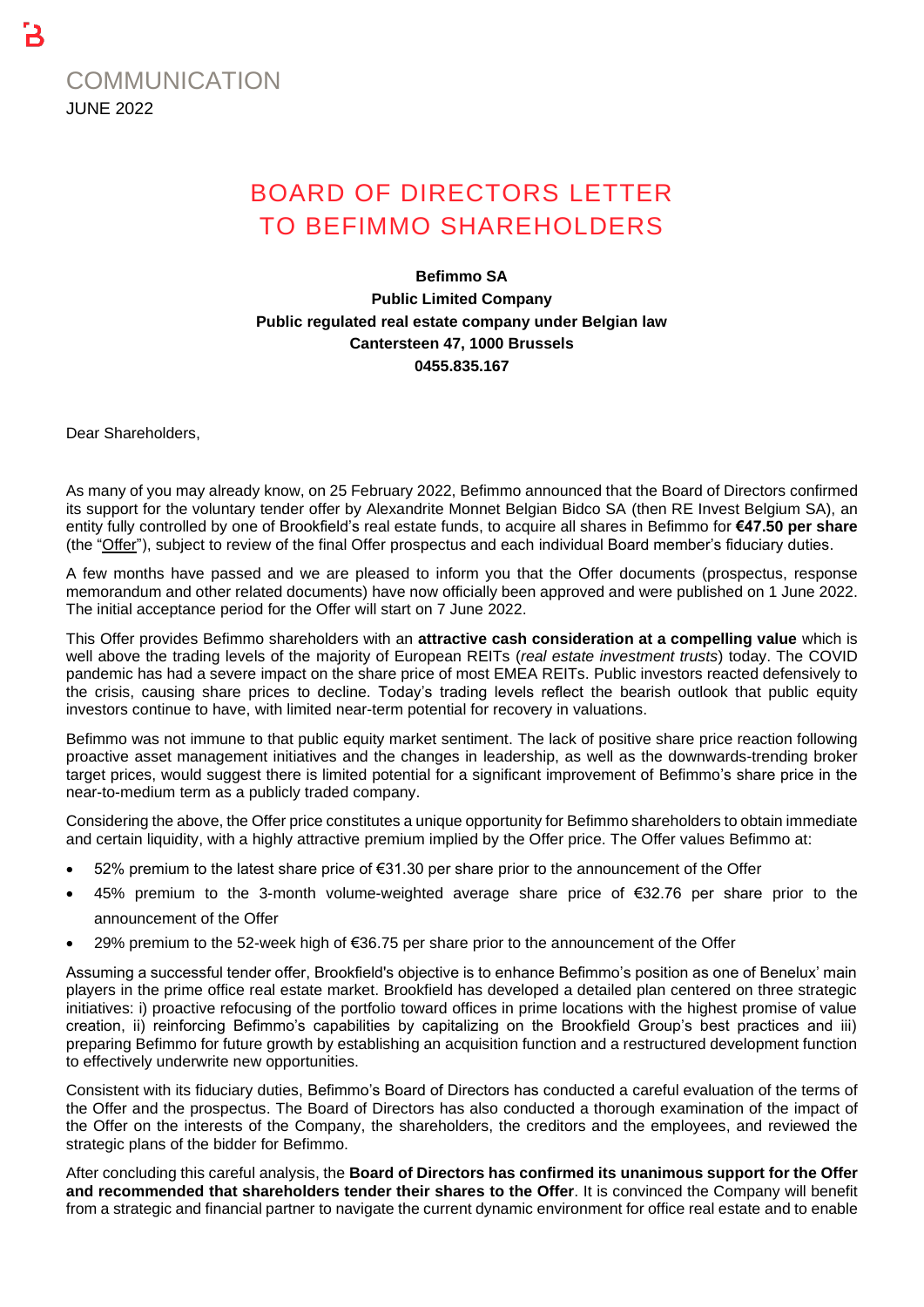COMMUNICATION

JUNE 2022

# BOARD OF DIRECTORS LETTER TO BEFIMMO SHAREHOLDERS

**Befimmo SA**
**Public Limited Company**
**Public regulated real estate company under Belgian law**
**Cantersteen 47, 1000 Brussels**
**0455.835.167**

Dear Shareholders,

As many of you may already know, on 25 February 2022, Befimmo announced that the Board of Directors confirmed its support for the voluntary tender offer by Alexandrite Monnet Belgian Bidco SA (then RE Invest Belgium SA), an entity fully controlled by one of Brookfield's real estate funds, to acquire all shares in Befimmo for **€47.50 per share** (the "Offer"), subject to review of the final Offer prospectus and each individual Board member's fiduciary duties.

A few months have passed and we are pleased to inform you that the Offer documents (prospectus, response memorandum and other related documents) have now officially been approved and were published on 1 June 2022. The initial acceptance period for the Offer will start on 7 June 2022.

This Offer provides Befimmo shareholders with an **attractive cash consideration at a compelling value** which is well above the trading levels of the majority of European REITs (*real estate investment trusts*) today. The COVID pandemic has had a severe impact on the share price of most EMEA REITs. Public investors reacted defensively to the crisis, causing share prices to decline. Today's trading levels reflect the bearish outlook that public equity investors continue to have, with limited near-term potential for recovery in valuations.

Befimmo was not immune to that public equity market sentiment. The lack of positive share price reaction following proactive asset management initiatives and the changes in leadership, as well as the downwards-trending broker target prices, would suggest there is limited potential for a significant improvement of Befimmo's share price in the near-to-medium term as a publicly traded company.

Considering the above, the Offer price constitutes a unique opportunity for Befimmo shareholders to obtain immediate and certain liquidity, with a highly attractive premium implied by the Offer price. The Offer values Befimmo at:

- 52% premium to the latest share price of €31.30 per share prior to the announcement of the Offer
- 45% premium to the 3-month volume-weighted average share price of €32.76 per share prior to the announcement of the Offer
- 29% premium to the 52-week high of €36.75 per share prior to the announcement of the Offer

Assuming a successful tender offer, Brookfield's objective is to enhance Befimmo's position as one of Benelux' main players in the prime office real estate market. Brookfield has developed a detailed plan centered on three strategic initiatives: i) proactive refocusing of the portfolio toward offices in prime locations with the highest promise of value creation, ii) reinforcing Befimmo's capabilities by capitalizing on the Brookfield Group's best practices and iii) preparing Befimmo for future growth by establishing an acquisition function and a restructured development function to effectively underwrite new opportunities.

Consistent with its fiduciary duties, Befimmo's Board of Directors has conducted a careful evaluation of the terms of the Offer and the prospectus. The Board of Directors has also conducted a thorough examination of the impact of the Offer on the interests of the Company, the shareholders, the creditors and the employees, and reviewed the strategic plans of the bidder for Befimmo.

After concluding this careful analysis, the **Board of Directors has confirmed its unanimous support for the Offer and recommended that shareholders tender their shares to the Offer**. It is convinced the Company will benefit from a strategic and financial partner to navigate the current dynamic environment for office real estate and to enable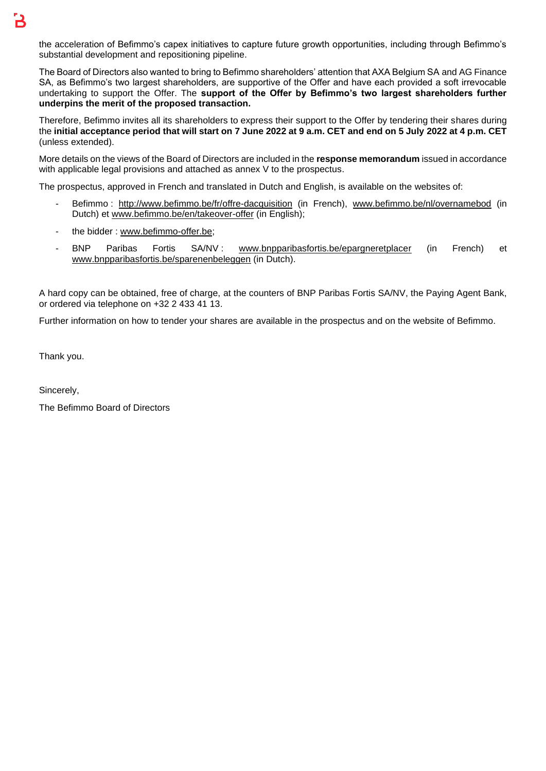the acceleration of Befimmo's capex initiatives to capture future growth opportunities, including through Befimmo's substantial development and repositioning pipeline.

The Board of Directors also wanted to bring to Befimmo shareholders' attention that AXA Belgium SA and AG Finance SA, as Befimmo's two largest shareholders, are supportive of the Offer and have each provided a soft irrevocable undertaking to support the Offer. The **support of the Offer by Befimmo's two largest shareholders further underpins the merit of the proposed transaction.**

Therefore, Befimmo invites all its shareholders to express their support to the Offer by tendering their shares during the **initial acceptance period that will start on 7 June 2022 at 9 a.m. CET and end on 5 July 2022 at 4 p.m. CET** (unless extended).

More details on the views of the Board of Directors are included in the **response memorandum** issued in accordance with applicable legal provisions and attached as annex V to the prospectus.

The prospectus, approved in French and translated in Dutch and English, is available on the websites of:

- Befimmo : http://www.befimmo.be/fr/offre-dacquisition (in French), www.befimmo.be/nl/overnamebod (in Dutch) et www.befimmo.be/en/takeover-offer (in English);
- the bidder : www.befimmo-offer.be;
- BNP Paribas Fortis SA/NV : www.bnpparibasfortis.be/epargneretplacer (in French) et www.bnpparibasfortis.be/sparenenbeleggen (in Dutch).

A hard copy can be obtained, free of charge, at the counters of BNP Paribas Fortis SA/NV, the Paying Agent Bank, or ordered via telephone on +32 2 433 41 13.

Further information on how to tender your shares are available in the prospectus and on the website of Befimmo.

Thank you.

Sincerely,

The Befimmo Board of Directors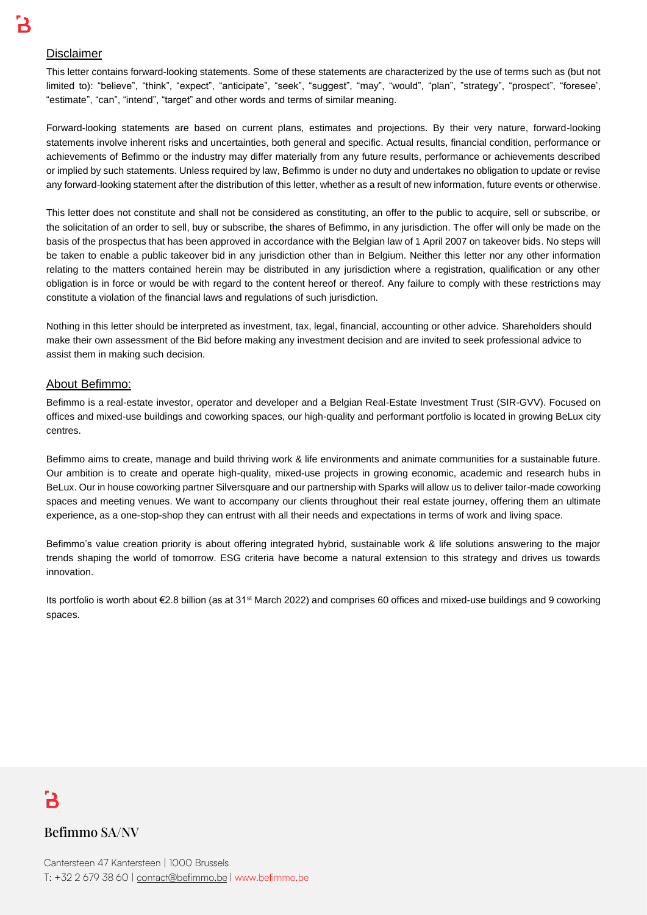## Disclaimer

This letter contains forward-looking statements. Some of these statements are characterized by the use of terms such as (but not limited to): "believe", "think", "expect", "anticipate", "seek", "suggest", "may", "would", "plan", "strategy", "prospect", "foresee', "estimate", "can", "intend", "target" and other words and terms of similar meaning.

Forward-looking statements are based on current plans, estimates and projections. By their very nature, forward-looking statements involve inherent risks and uncertainties, both general and specific. Actual results, financial condition, performance or achievements of Befimmo or the industry may differ materially from any future results, performance or achievements described or implied by such statements. Unless required by law, Befimmo is under no duty and undertakes no obligation to update or revise any forward-looking statement after the distribution of this letter, whether as a result of new information, future events or otherwise.

This letter does not constitute and shall not be considered as constituting, an offer to the public to acquire, sell or subscribe, or the solicitation of an order to sell, buy or subscribe, the shares of Befimmo, in any jurisdiction. The offer will only be made on the basis of the prospectus that has been approved in accordance with the Belgian law of 1 April 2007 on takeover bids. No steps will be taken to enable a public takeover bid in any jurisdiction other than in Belgium. Neither this letter nor any other information relating to the matters contained herein may be distributed in any jurisdiction where a registration, qualification or any other obligation is in force or would be with regard to the content hereof or thereof. Any failure to comply with these restrictions may constitute a violation of the financial laws and regulations of such jurisdiction.

Nothing in this letter should be interpreted as investment, tax, legal, financial, accounting or other advice. Shareholders should make their own assessment of the Bid before making any investment decision and are invited to seek professional advice to assist them in making such decision.

## About Befimmo:

Befimmo is a real-estate investor, operator and developer and a Belgian Real-Estate Investment Trust (SIR-GVV). Focused on offices and mixed-use buildings and coworking spaces, our high-quality and performant portfolio is located in growing BeLux city centres.

Befimmo aims to create, manage and build thriving work & life environments and animate communities for a sustainable future. Our ambition is to create and operate high-quality, mixed-use projects in growing economic, academic and research hubs in BeLux. Our in house coworking partner Silversquare and our partnership with Sparks will allow us to deliver tailor-made coworking spaces and meeting venues. We want to accompany our clients throughout their real estate journey, offering them an ultimate experience, as a one-stop-shop they can entrust with all their needs and expectations in terms of work and living space.

Befimmo's value creation priority is about offering integrated hybrid, sustainable work & life solutions answering to the major trends shaping the world of tomorrow. ESG criteria have become a natural extension to this strategy and drives us towards innovation.

Its portfolio is worth about €2.8 billion (as at 31st March 2022) and comprises 60 offices and mixed-use buildings and 9 coworking spaces.

**Befimmo SA/NV**

Cantersteen 47 Kantersteen | 1000 Brussels
T: +32 2 679 38 60 | contact@befimmo.be | www.befimmo.be